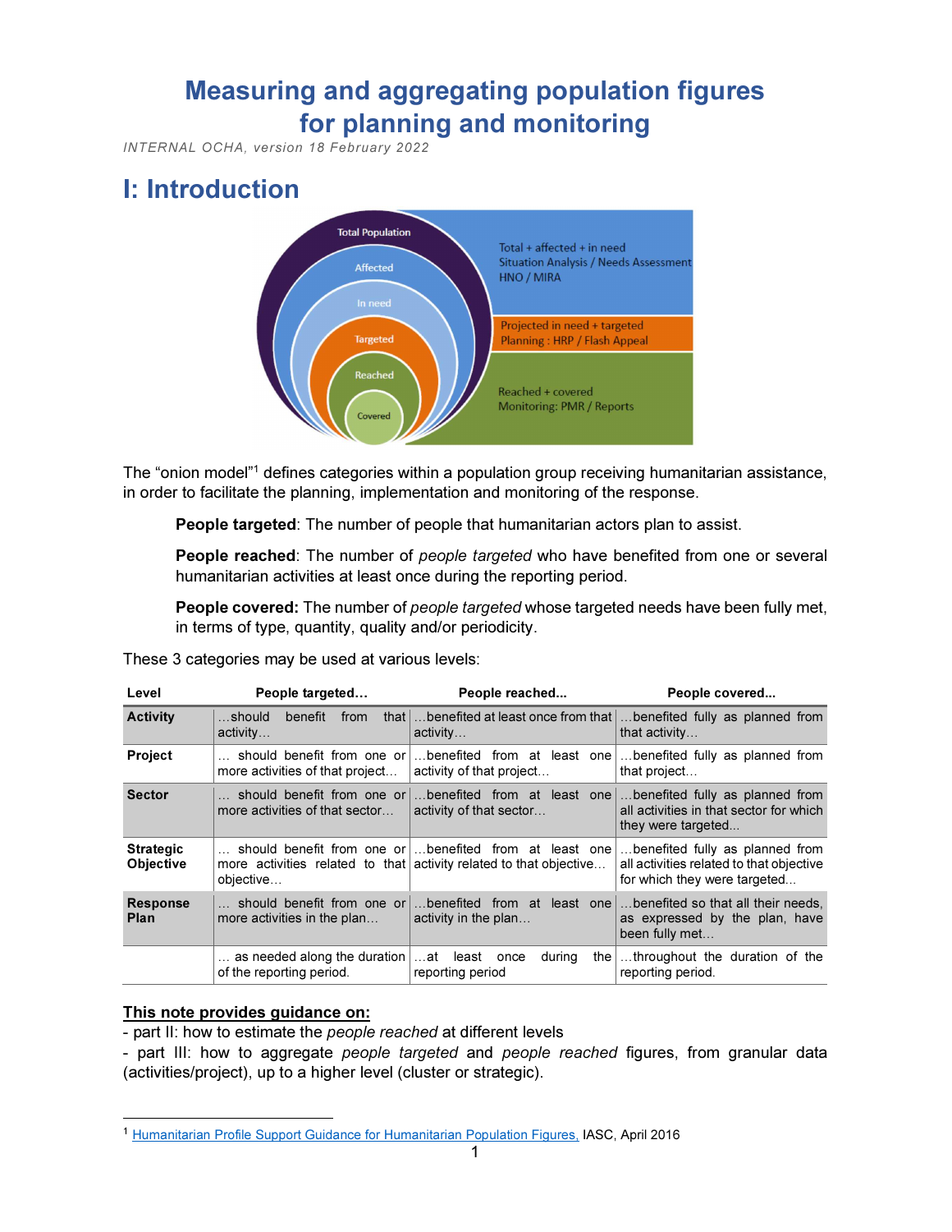# Measuring and aggregating population figures for planning and monitoring

*INTERNAL OCHA, version 18 February 2022*

## I: Introduction

The "onion model"[1] defines categories within a population group receiving humanitarian assistance, in order to facilitate the planning, implementation and monitoring of the response.

> **People targeted**: The number of people that humanitarian actors plan to assist.
>
> **People reached**: The number of *people targeted* who have benefited from one or several humanitarian activities at least once during the reporting period.
>
> **People covered:** The number of *people targeted* whose targeted needs have been fully met, in terms of type, quantity, quality and/or periodicity.

These 3 categories may be used at various levels:

| Level | People targeted… | People reached… | People covered… |
|---|---|---|---|
| **Activity** | …should benefit from that activity… | …benefited at least once from that activity… | …benefited fully as planned from that activity… |
| **Project** | … should benefit from one or more activities of that project… | …benefited from at least one activity of that project… | …benefited fully as planned from that project… |
| **Sector** | … should benefit from one or more activities of that sector… | …benefited from at least one activity of that sector… | …benefited fully as planned from all activities in that sector for which they were targeted… |
| **Strategic Objective** | … should benefit from one or more activities related to that objective… | …benefited from at least one activity related to that objective… | …benefited fully as planned from all activities related to that objective for which they were targeted… |
| **Response Plan** | … should benefit from one or more activities in the plan… | …benefited from at least one activity in the plan… | …benefited so that all their needs, as expressed by the plan, have been fully met… |
| | … as needed along the duration of the reporting period. | …at least once during the reporting period | …throughout the duration of the reporting period. |

**<u>This note provides guidance on:</u>**

- part II: how to estimate the *people reached* at different levels
- part III: how to aggregate *people targeted* and *people reached* figures, from granular data (activities/project), up to a higher level (cluster or strategic).

[1] Humanitarian Profile Support Guidance for Humanitarian Population Figures, IASC, April 2016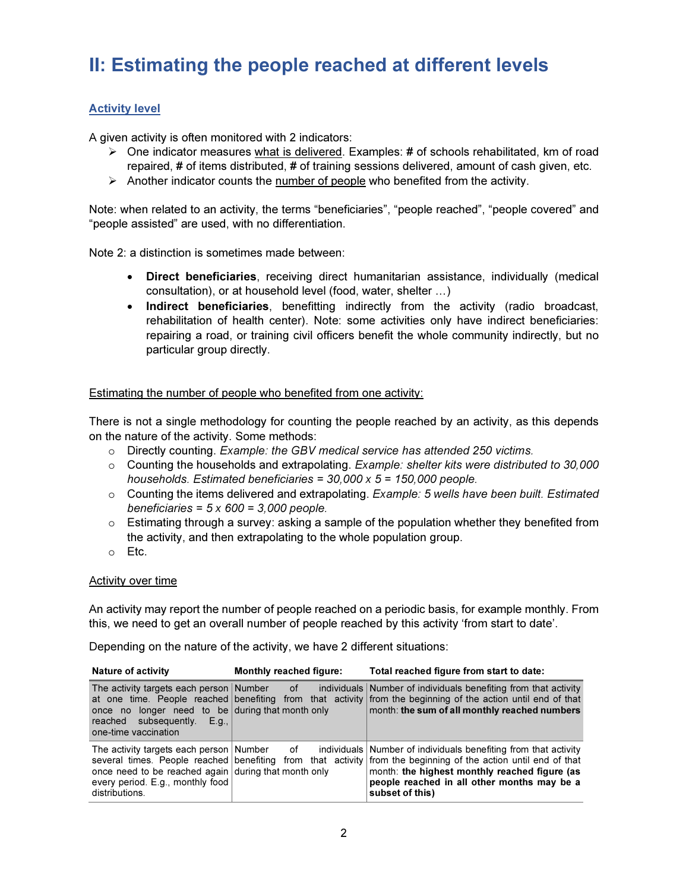# II: Estimating the people reached at different levels

## Activity level

A given activity is often monitored with 2 indicators:

- One indicator measures what is delivered. Examples: # of schools rehabilitated, km of road repaired, # of items distributed, # of training sessions delivered, amount of cash given, etc.
- Another indicator counts the number of people who benefited from the activity.

Note: when related to an activity, the terms "beneficiaries", "people reached", "people covered" and "people assisted" are used, with no differentiation.

Note 2: a distinction is sometimes made between:

- **Direct beneficiaries**, receiving direct humanitarian assistance, individually (medical consultation), or at household level (food, water, shelter …)
- **Indirect beneficiaries**, benefitting indirectly from the activity (radio broadcast, rehabilitation of health center). Note: some activities only have indirect beneficiaries: repairing a road, or training civil officers benefit the whole community indirectly, but no particular group directly.

Estimating the number of people who benefited from one activity:

There is not a single methodology for counting the people reached by an activity, as this depends on the nature of the activity. Some methods:

- Directly counting. *Example: the GBV medical service has attended 250 victims.*
- Counting the households and extrapolating. *Example: shelter kits were distributed to 30,000 households. Estimated beneficiaries = 30,000 x 5 = 150,000 people.*
- Counting the items delivered and extrapolating. *Example: 5 wells have been built. Estimated beneficiaries = 5 x 600 = 3,000 people.*
- Estimating through a survey: asking a sample of the population whether they benefited from the activity, and then extrapolating to the whole population group.
- Etc.

Activity over time

An activity may report the number of people reached on a periodic basis, for example monthly. From this, we need to get an overall number of people reached by this activity 'from start to date'.

Depending on the nature of the activity, we have 2 different situations:

| Nature of activity | Monthly reached figure: | Total reached figure from start to date: |
|---|---|---|
| The activity targets each person at one time. People reached once no longer need to be reached subsequently. E.g., one-time vaccination | Number of individuals benefiting from that activity during that month only | Number of individuals benefiting from that activity from the beginning of the action until end of that month: **the sum of all monthly reached numbers** |
| The activity targets each person several times. People reached once need to be reached again every period. E.g., monthly food distributions. | Number of individuals benefiting from that activity during that month only | Number of individuals benefiting from that activity from the beginning of the action until end of that month: **the highest monthly reached figure (as people reached in all other months may be a subset of this)** |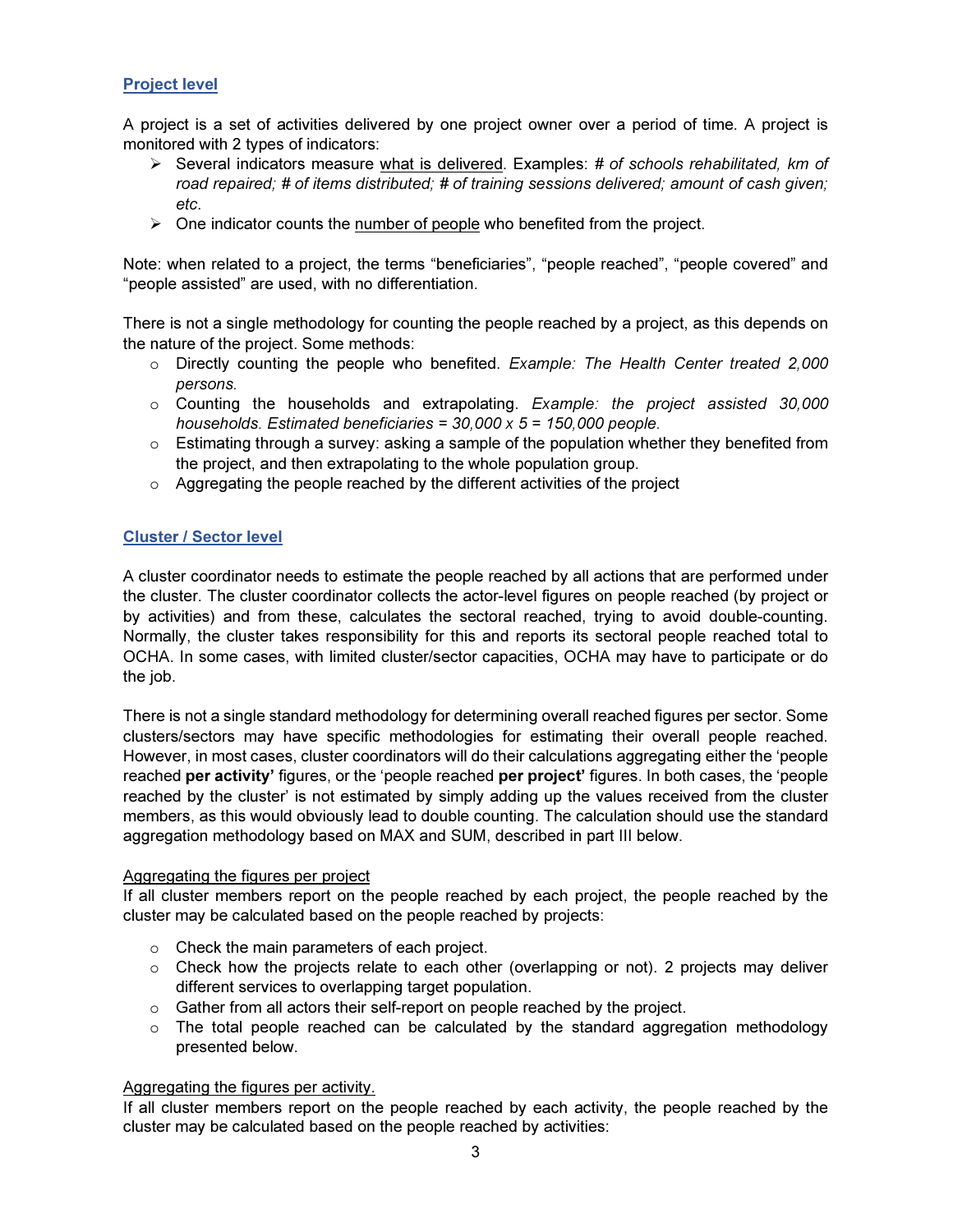## Project level

A project is a set of activities delivered by one project owner over a period of time. A project is monitored with 2 types of indicators:

- Several indicators measure <u>what is delivered</u>. Examples: *# of schools rehabilitated, km of road repaired; # of items distributed; # of training sessions delivered; amount of cash given; etc*.
- One indicator counts the <u>number of people</u> who benefited from the project.

Note: when related to a project, the terms "beneficiaries", "people reached", "people covered" and "people assisted" are used, with no differentiation.

There is not a single methodology for counting the people reached by a project, as this depends on the nature of the project. Some methods:

- Directly counting the people who benefited. *Example: The Health Center treated 2,000 persons.*
- Counting the households and extrapolating. *Example: the project assisted 30,000 households. Estimated beneficiaries = 30,000 x 5 = 150,000 people.*
- Estimating through a survey: asking a sample of the population whether they benefited from the project, and then extrapolating to the whole population group.
- Aggregating the people reached by the different activities of the project

## Cluster / Sector level

A cluster coordinator needs to estimate the people reached by all actions that are performed under the cluster. The cluster coordinator collects the actor-level figures on people reached (by project or by activities) and from these, calculates the sectoral reached, trying to avoid double-counting. Normally, the cluster takes responsibility for this and reports its sectoral people reached total to OCHA. In some cases, with limited cluster/sector capacities, OCHA may have to participate or do the job.

There is not a single standard methodology for determining overall reached figures per sector. Some clusters/sectors may have specific methodologies for estimating their overall people reached. However, in most cases, cluster coordinators will do their calculations aggregating either the 'people reached **per activity'** figures, or the 'people reached **per project'** figures. In both cases, the 'people reached by the cluster' is not estimated by simply adding up the values received from the cluster members, as this would obviously lead to double counting. The calculation should use the standard aggregation methodology based on MAX and SUM, described in part III below.

<u>Aggregating the figures per project</u>

If all cluster members report on the people reached by each project, the people reached by the cluster may be calculated based on the people reached by projects:

- Check the main parameters of each project.
- Check how the projects relate to each other (overlapping or not). 2 projects may deliver different services to overlapping target population.
- Gather from all actors their self-report on people reached by the project.
- The total people reached can be calculated by the standard aggregation methodology presented below.

<u>Aggregating the figures per activity.</u>

If all cluster members report on the people reached by each activity, the people reached by the cluster may be calculated based on the people reached by activities: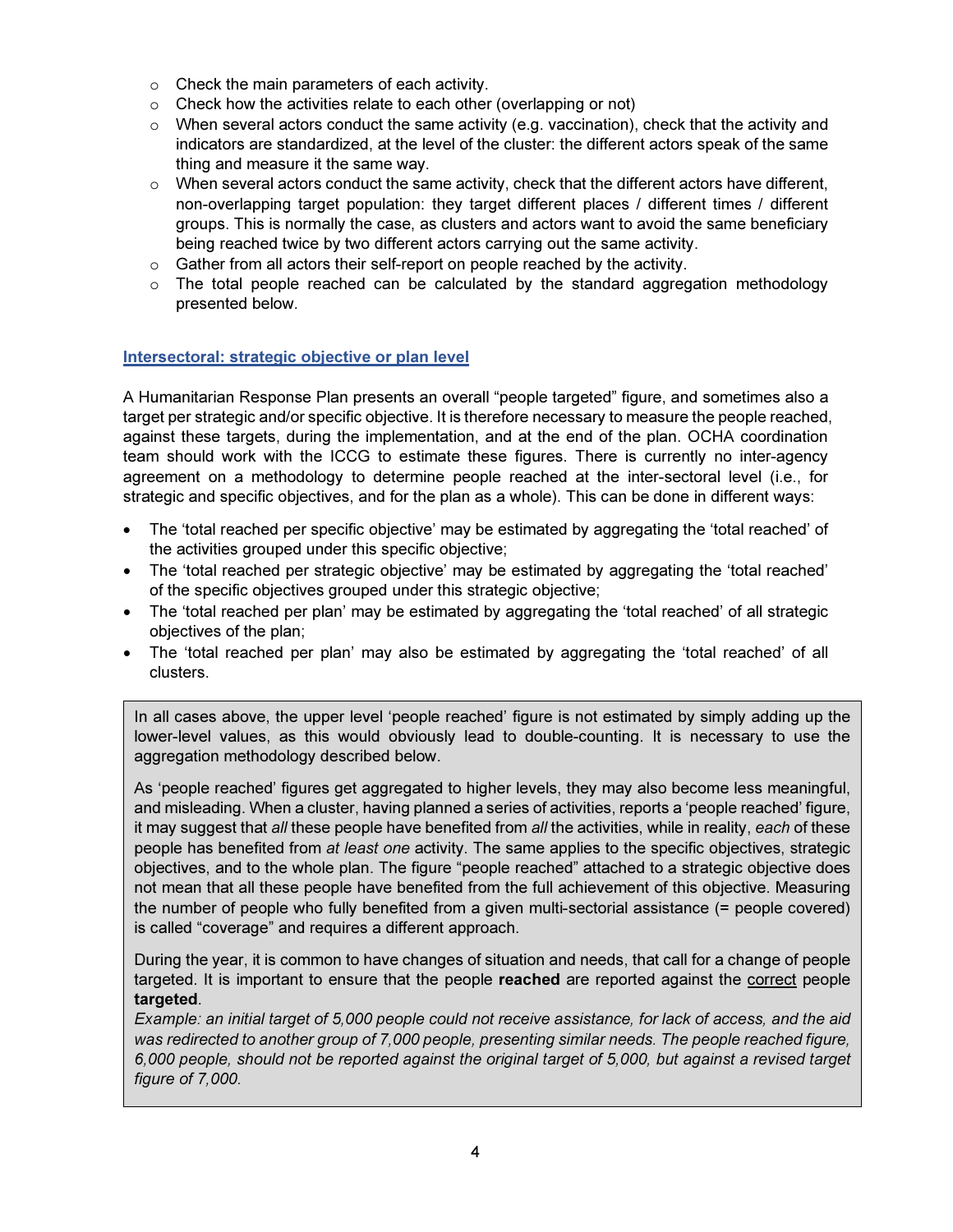- Check the main parameters of each activity.
- Check how the activities relate to each other (overlapping or not)
- When several actors conduct the same activity (e.g. vaccination), check that the activity and indicators are standardized, at the level of the cluster: the different actors speak of the same thing and measure it the same way.
- When several actors conduct the same activity, check that the different actors have different, non-overlapping target population: they target different places / different times / different groups. This is normally the case, as clusters and actors want to avoid the same beneficiary being reached twice by two different actors carrying out the same activity.
- Gather from all actors their self-report on people reached by the activity.
- The total people reached can be calculated by the standard aggregation methodology presented below.

### Intersectoral: strategic objective or plan level

A Humanitarian Response Plan presents an overall "people targeted" figure, and sometimes also a target per strategic and/or specific objective. It is therefore necessary to measure the people reached, against these targets, during the implementation, and at the end of the plan. OCHA coordination team should work with the ICCG to estimate these figures. There is currently no inter-agency agreement on a methodology to determine people reached at the inter-sectoral level (i.e., for strategic and specific objectives, and for the plan as a whole). This can be done in different ways:

- The 'total reached per specific objective' may be estimated by aggregating the 'total reached' of the activities grouped under this specific objective;
- The 'total reached per strategic objective' may be estimated by aggregating the 'total reached' of the specific objectives grouped under this strategic objective;
- The 'total reached per plan' may be estimated by aggregating the 'total reached' of all strategic objectives of the plan;
- The 'total reached per plan' may also be estimated by aggregating the 'total reached' of all clusters.

> In all cases above, the upper level 'people reached' figure is not estimated by simply adding up the lower-level values, as this would obviously lead to double-counting. It is necessary to use the aggregation methodology described below.
>
> As 'people reached' figures get aggregated to higher levels, they may also become less meaningful, and misleading. When a cluster, having planned a series of activities, reports a 'people reached' figure, it may suggest that *all* these people have benefited from *all* the activities, while in reality, *each* of these people has benefited from *at least one* activity. The same applies to the specific objectives, strategic objectives, and to the whole plan. The figure "people reached" attached to a strategic objective does not mean that all these people have benefited from the full achievement of this objective. Measuring the number of people who fully benefited from a given multi-sectorial assistance (= people covered) is called "coverage" and requires a different approach.
>
> During the year, it is common to have changes of situation and needs, that call for a change of people targeted. It is important to ensure that the people **reached** are reported against the correct people **targeted**.
> *Example: an initial target of 5,000 people could not receive assistance, for lack of access, and the aid was redirected to another group of 7,000 people, presenting similar needs. The people reached figure, 6,000 people, should not be reported against the original target of 5,000, but against a revised target figure of 7,000.*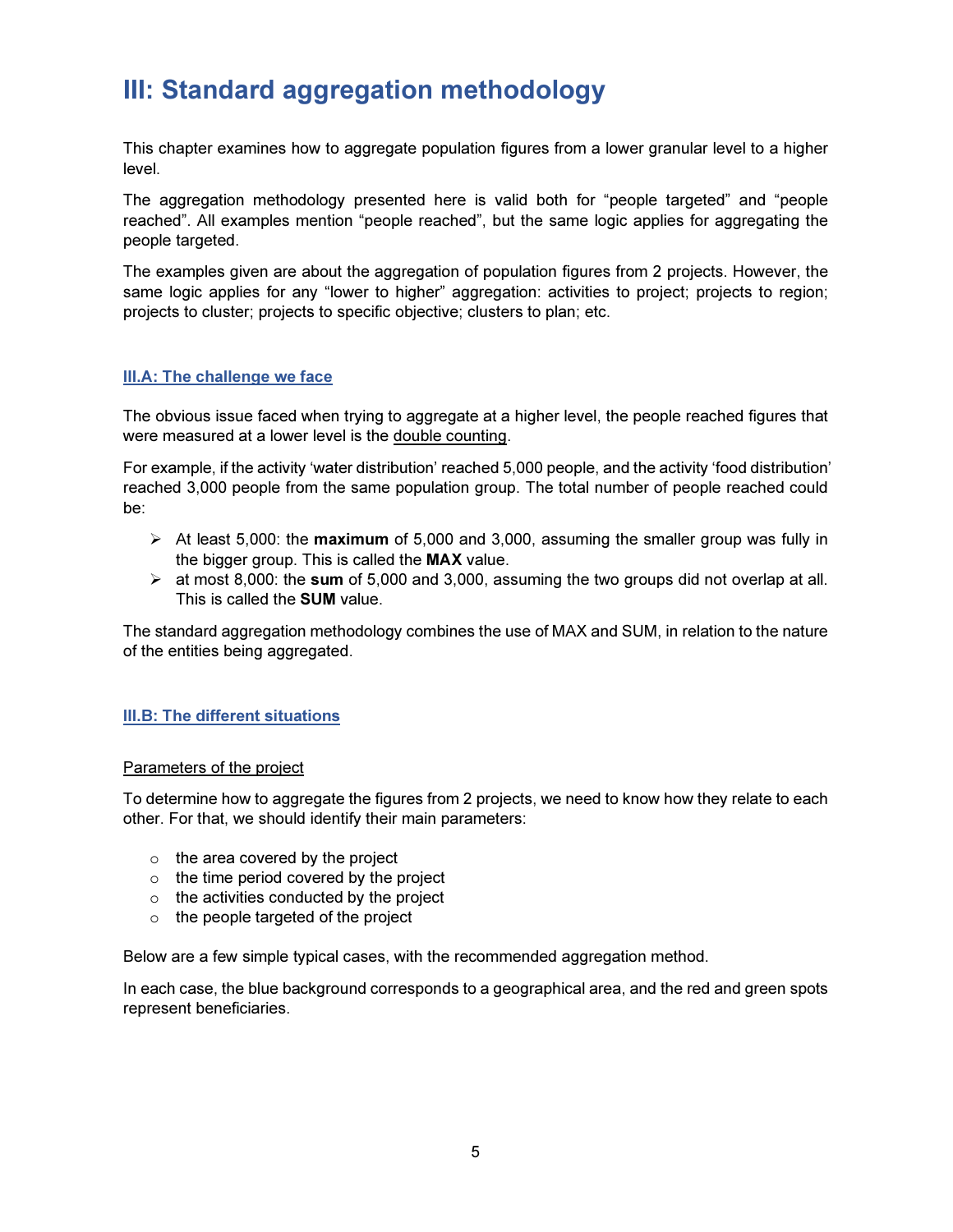# III: Standard aggregation methodology

This chapter examines how to aggregate population figures from a lower granular level to a higher level.

The aggregation methodology presented here is valid both for “people targeted” and “people reached”. All examples mention “people reached”, but the same logic applies for aggregating the people targeted.

The examples given are about the aggregation of population figures from 2 projects. However, the same logic applies for any “lower to higher” aggregation: activities to project; projects to region; projects to cluster; projects to specific objective; clusters to plan; etc.

## III.A: The challenge we face

The obvious issue faced when trying to aggregate at a higher level, the people reached figures that were measured at a lower level is the double counting.

For example, if the activity ‘water distribution’ reached 5,000 people, and the activity ‘food distribution’ reached 3,000 people from the same population group. The total number of people reached could be:

- At least 5,000: the **maximum** of 5,000 and 3,000, assuming the smaller group was fully in the bigger group. This is called the **MAX** value.
- at most 8,000: the **sum** of 5,000 and 3,000, assuming the two groups did not overlap at all. This is called the **SUM** value.

The standard aggregation methodology combines the use of MAX and SUM, in relation to the nature of the entities being aggregated.

## III.B: The different situations

Parameters of the project

To determine how to aggregate the figures from 2 projects, we need to know how they relate to each other. For that, we should identify their main parameters:

- the area covered by the project
- the time period covered by the project
- the activities conducted by the project
- the people targeted of the project

Below are a few simple typical cases, with the recommended aggregation method.

In each case, the blue background corresponds to a geographical area, and the red and green spots represent beneficiaries.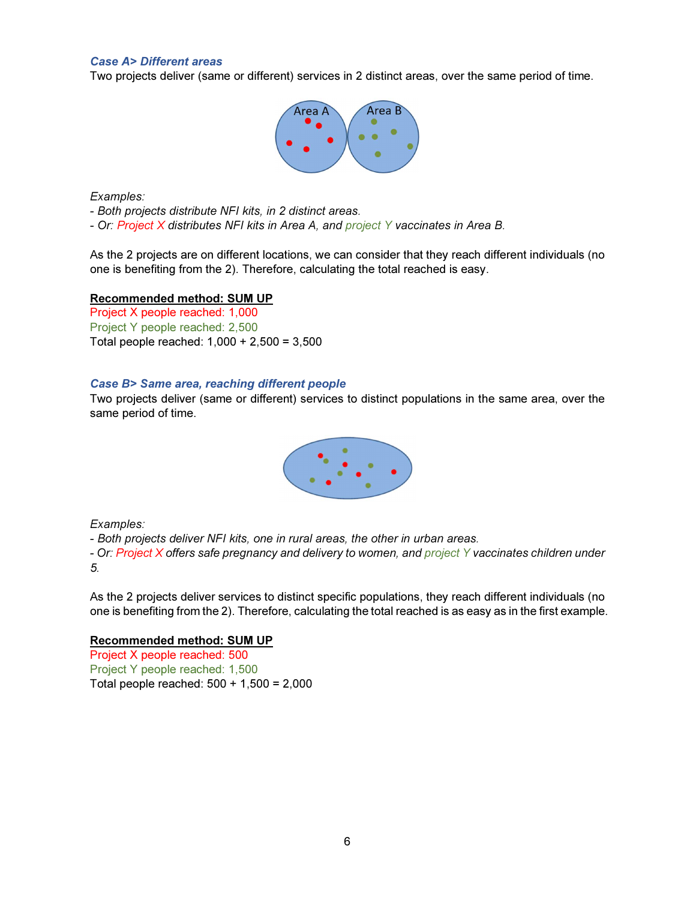### *Case A> Different areas*

Two projects deliver (same or different) services in 2 distinct areas, over the same period of time.

*Examples:*
*- Both projects distribute NFI kits, in 2 distinct areas.*
*- Or: Project X distributes NFI kits in Area A, and project Y vaccinates in Area B.*

As the 2 projects are on different locations, we can consider that they reach different individuals (no one is benefiting from the 2). Therefore, calculating the total reached is easy.

**Recommended method: SUM UP**
Project X people reached: 1,000
Project Y people reached: 2,500
Total people reached: 1,000 + 2,500 = 3,500

### *Case B> Same area, reaching different people*

Two projects deliver (same or different) services to distinct populations in the same area, over the same period of time.

*Examples:*
*- Both projects deliver NFI kits, one in rural areas, the other in urban areas.*
*- Or: Project X offers safe pregnancy and delivery to women, and project Y vaccinates children under 5.*

As the 2 projects deliver services to distinct specific populations, they reach different individuals (no one is benefiting from the 2). Therefore, calculating the total reached is as easy as in the first example.

**Recommended method: SUM UP**
Project X people reached: 500
Project Y people reached: 1,500
Total people reached: 500 + 1,500 = 2,000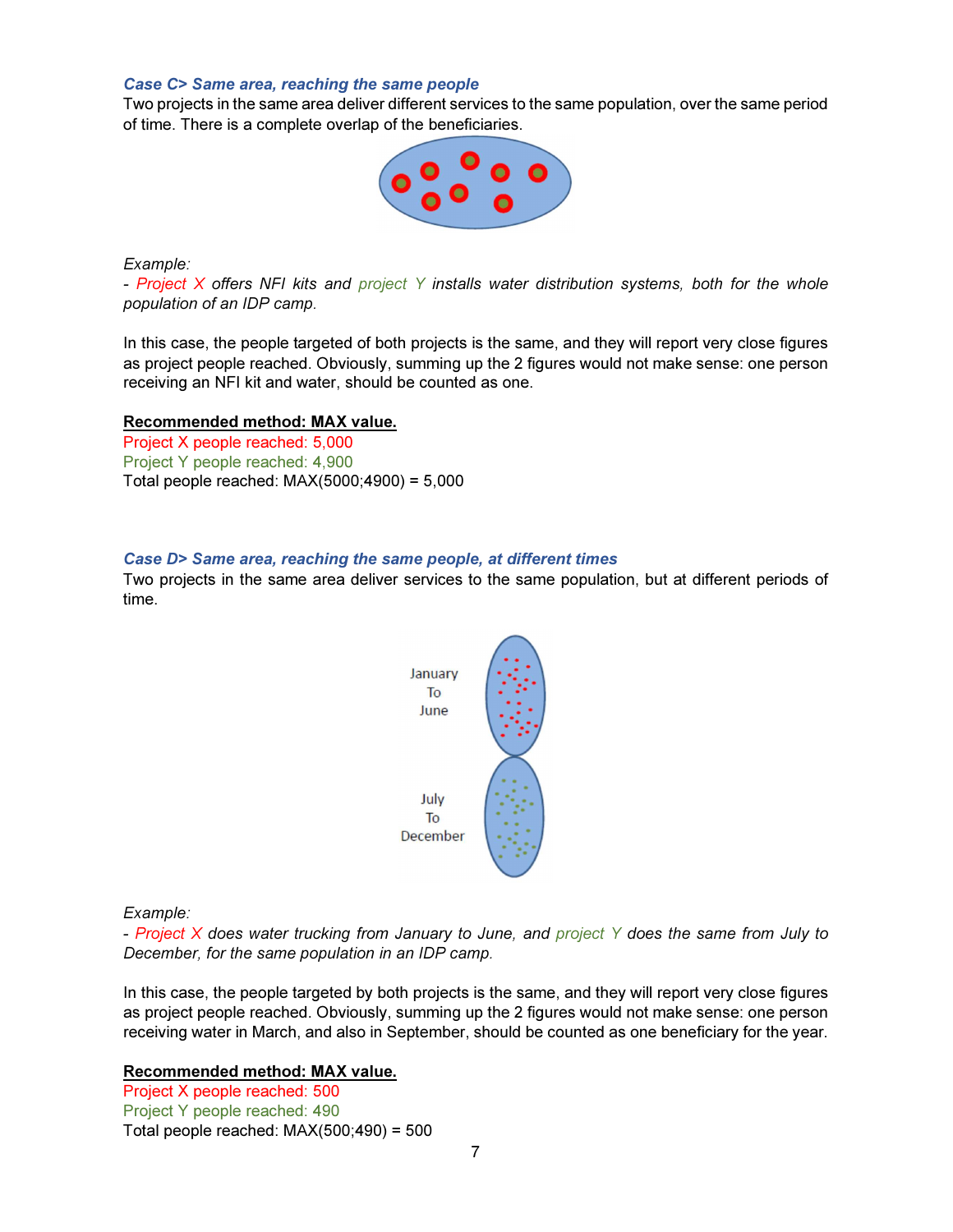### *Case C> Same area, reaching the same people*

Two projects in the same area deliver different services to the same population, over the same period of time. There is a complete overlap of the beneficiaries.

*Example:*

*- Project X offers NFI kits and project Y installs water distribution systems, both for the whole population of an IDP camp.*

In this case, the people targeted of both projects is the same, and they will report very close figures as project people reached. Obviously, summing up the 2 figures would not make sense: one person receiving an NFI kit and water, should be counted as one.

**Recommended method: MAX value.**

Project X people reached: 5,000
Project Y people reached: 4,900
Total people reached: MAX(5000;4900) = 5,000

### *Case D> Same area, reaching the same people, at different times*

Two projects in the same area deliver services to the same population, but at different periods of time.

January To June

July To December

*Example:*

*- Project X does water trucking from January to June, and project Y does the same from July to December, for the same population in an IDP camp.*

In this case, the people targeted by both projects is the same, and they will report very close figures as project people reached. Obviously, summing up the 2 figures would not make sense: one person receiving water in March, and also in September, should be counted as one beneficiary for the year.

**Recommended method: MAX value.**

Project X people reached: 500
Project Y people reached: 490
Total people reached: MAX(500;490) = 500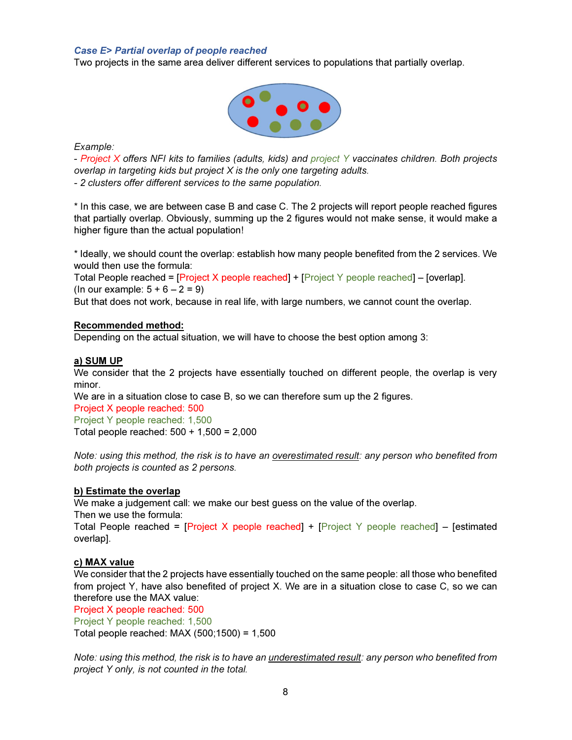### *Case E> Partial overlap of people reached*

Two projects in the same area deliver different services to populations that partially overlap.

*Example:*

*- Project X offers NFI kits to families (adults, kids) and project Y vaccinates children. Both projects overlap in targeting kids but project X is the only one targeting adults.*

*- 2 clusters offer different services to the same population.*

\* In this case, we are between case B and case C. The 2 projects will report people reached figures that partially overlap. Obviously, summing up the 2 figures would not make sense, it would make a higher figure than the actual population!

\* Ideally, we should count the overlap: establish how many people benefited from the 2 services. We would then use the formula:

Total People reached = [Project X people reached] + [Project Y people reached] – [overlap].

(In our example: 5 + 6 – 2 = 9)

But that does not work, because in real life, with large numbers, we cannot count the overlap.

**<u>Recommended method:</u>**

Depending on the actual situation, we will have to choose the best option among 3:

**<u>a) SUM UP</u>**

We consider that the 2 projects have essentially touched on different people, the overlap is very minor.

We are in a situation close to case B, so we can therefore sum up the 2 figures.

Project X people reached: 500

Project Y people reached: 1,500

Total people reached: 500 + 1,500 = 2,000

*Note: using this method, the risk is to have an <u>overestimated result</u>: any person who benefited from both projects is counted as 2 persons.*

**<u>b) Estimate the overlap</u>**

We make a judgement call: we make our best guess on the value of the overlap.

Then we use the formula:

Total People reached = [Project X people reached] + [Project Y people reached] – [estimated overlap].

**<u>c) MAX value</u>**

We consider that the 2 projects have essentially touched on the same people: all those who benefited from project Y, have also benefited of project X. We are in a situation close to case C, so we can therefore use the MAX value:

Project X people reached: 500

Project Y people reached: 1,500

Total people reached: MAX (500;1500) = 1,500

*Note: using this method, the risk is to have an <u>underestimated result</u>: any person who benefited from project Y only, is not counted in the total.*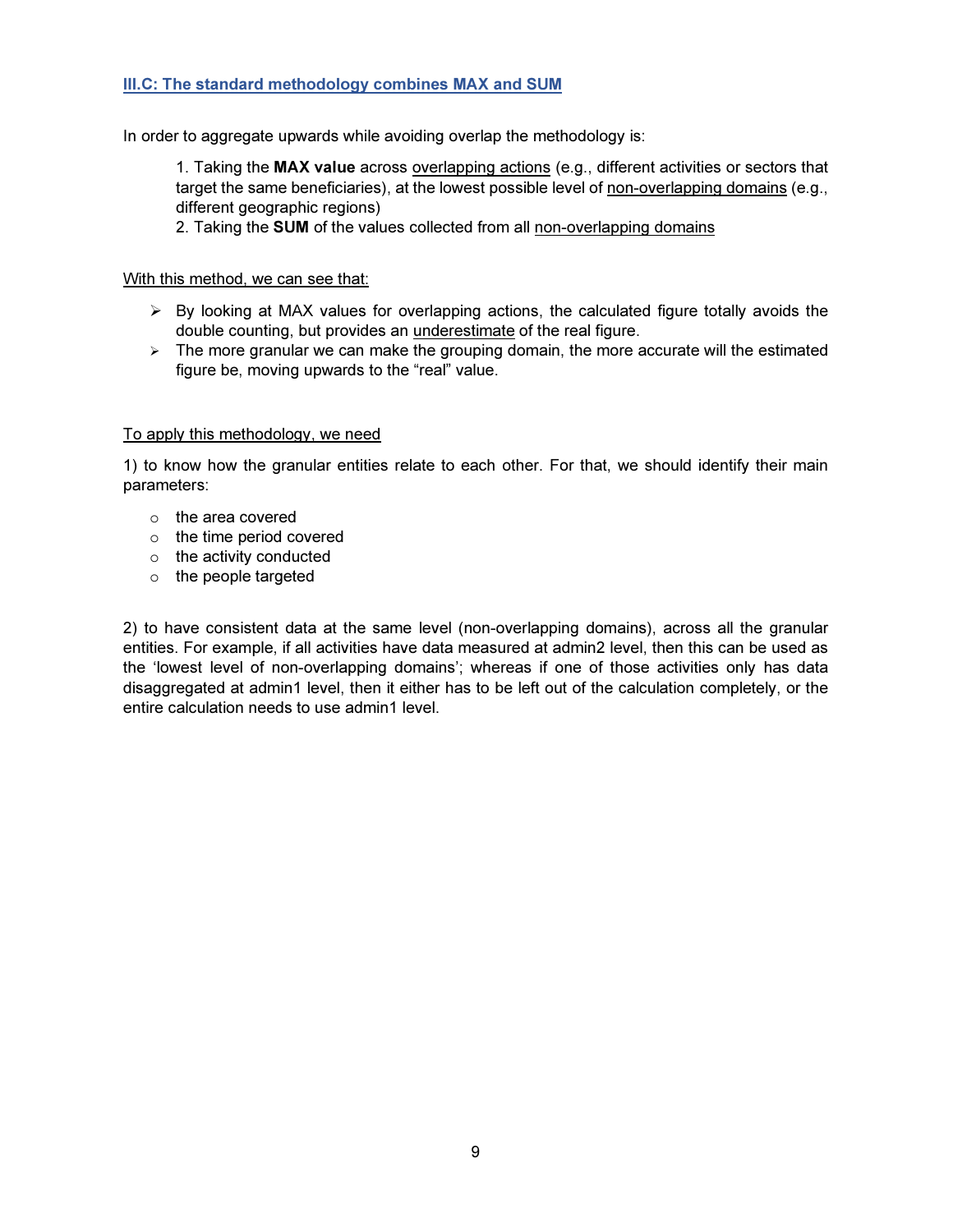### III.C: The standard methodology combines MAX and SUM

In order to aggregate upwards while avoiding overlap the methodology is:

1. Taking the **MAX value** across overlapping actions (e.g., different activities or sectors that target the same beneficiaries), at the lowest possible level of non-overlapping domains (e.g., different geographic regions)
2. Taking the **SUM** of the values collected from all non-overlapping domains

With this method, we can see that:

- By looking at MAX values for overlapping actions, the calculated figure totally avoids the double counting, but provides an underestimate of the real figure.
- The more granular we can make the grouping domain, the more accurate will the estimated figure be, moving upwards to the "real" value.

To apply this methodology, we need

1) to know how the granular entities relate to each other. For that, we should identify their main parameters:

- the area covered
- the time period covered
- the activity conducted
- the people targeted

2) to have consistent data at the same level (non-overlapping domains), across all the granular entities. For example, if all activities have data measured at admin2 level, then this can be used as the 'lowest level of non-overlapping domains'; whereas if one of those activities only has data disaggregated at admin1 level, then it either has to be left out of the calculation completely, or the entire calculation needs to use admin1 level.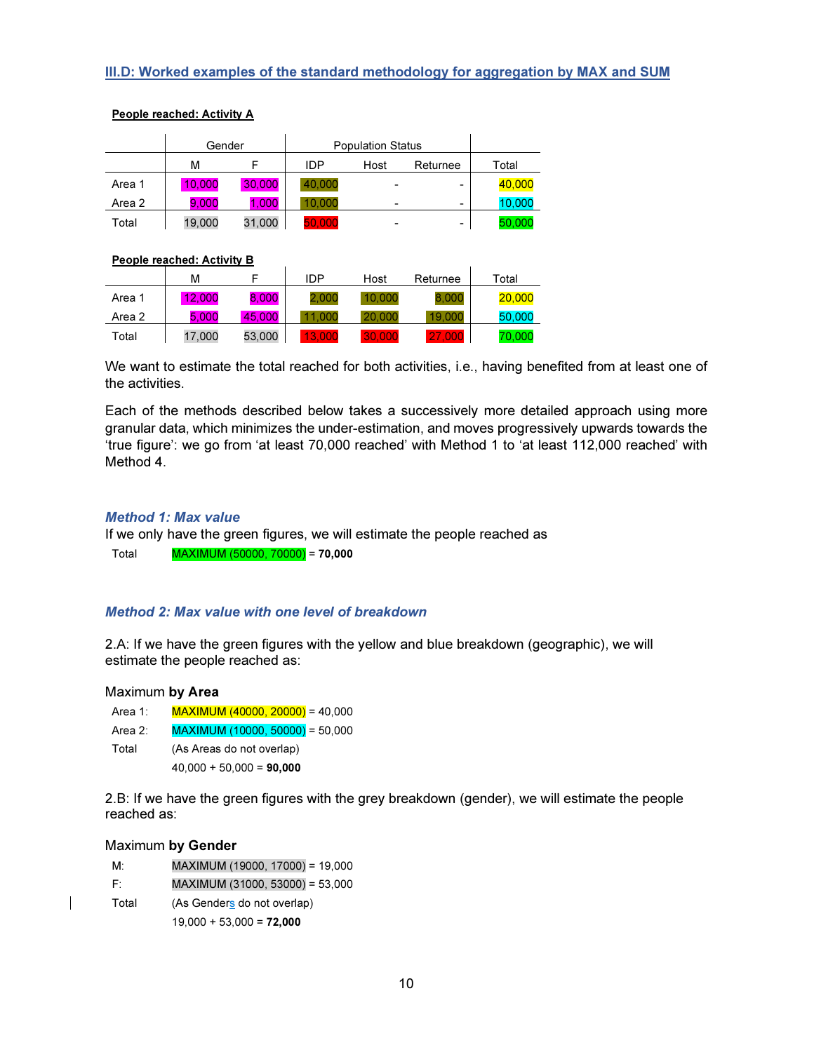### III.D: Worked examples of the standard methodology for aggregation by MAX and SUM

**People reached: Activity A**

| | Gender | | Population Status | | | |
|---|---|---|---|---|---|---|
| | M | F | IDP | Host | Returnee | Total |
| Area 1 | 10,000 | 30,000 | 40,000 | - | - | 40,000 |
| Area 2 | 9,000 | 1,000 | 10,000 | - | - | 10,000 |
| Total | 19,000 | 31,000 | 50,000 | - | - | 50,000 |

**People reached: Activity B**

| | M | F | IDP | Host | Returnee | Total |
|---|---|---|---|---|---|---|
| Area 1 | 12,000 | 8,000 | 2,000 | 10,000 | 8,000 | 20,000 |
| Area 2 | 5,000 | 45,000 | 11,000 | 20,000 | 19,000 | 50,000 |
| Total | 17,000 | 53,000 | 13,000 | 30,000 | 27,000 | 70,000 |

We want to estimate the total reached for both activities, i.e., having benefited from at least one of the activities.

Each of the methods described below takes a successively more detailed approach using more granular data, which minimizes the under-estimation, and moves progressively upwards towards the 'true figure': we go from 'at least 70,000 reached' with Method 1 to 'at least 112,000 reached' with Method 4.

#### *Method 1: Max value*

If we only have the green figures, we will estimate the people reached as

Total MAXIMUM (50000, 70000) = **70,000**

#### *Method 2: Max value with one level of breakdown*

2.A: If we have the green figures with the yellow and blue breakdown (geographic), we will estimate the people reached as:

Maximum **by Area**

Area 1: MAXIMUM (40000, 20000) = 40,000

Area 2: MAXIMUM (10000, 50000) = 50,000

Total (As Areas do not overlap)

40,000 + 50,000 = **90,000**

2.B: If we have the green figures with the grey breakdown (gender), we will estimate the people reached as:

Maximum **by Gender**

M: MAXIMUM (19000, 17000) = 19,000

F: MAXIMUM (31000, 53000) = 53,000

Total (As Genders do not overlap)

19,000 + 53,000 = **72,000**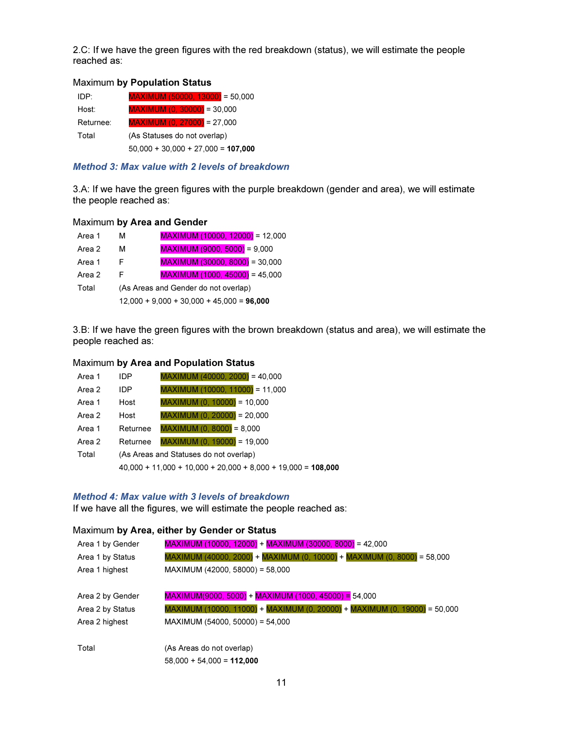2.C: If we have the green figures with the red breakdown (status), we will estimate the people reached as:

Maximum **by Population Status**

| | |
|---|---|
| IDP: | MAXIMUM (50000, 13000) = 50,000 |
| Host: | MAXIMUM (0, 30000) = 30,000 |
| Returnee: | MAXIMUM (0, 27000) = 27,000 |
| Total | (As Statuses do not overlap) |
| | 50,000 + 30,000 + 27,000 = **107,000** |

### *Method 3: Max value with 2 levels of breakdown*

3.A: If we have the green figures with the purple breakdown (gender and area), we will estimate the people reached as:

Maximum **by Area and Gender**

| | | |
|---|---|---|
| Area 1 | M | MAXIMUM (10000, 12000) = 12,000 |
| Area 2 | M | MAXIMUM (9000, 5000) = 9,000 |
| Area 1 | F | MAXIMUM (30000, 8000) = 30,000 |
| Area 2 | F | MAXIMUM (1000, 45000) = 45,000 |
| Total | (As Areas and Gender do not overlap) | |
| | 12,000 + 9,000 + 30,000 + 45,000 = **96,000** | |

3.B: If we have the green figures with the brown breakdown (status and area), we will estimate the people reached as:

Maximum **by Area and Population Status**

| | | |
|---|---|---|
| Area 1 | IDP | MAXIMUM (40000, 2000) = 40,000 |
| Area 2 | IDP | MAXIMUM (10000, 11000) = 11,000 |
| Area 1 | Host | MAXIMUM (0, 10000) = 10,000 |
| Area 2 | Host | MAXIMUM (0, 20000) = 20,000 |
| Area 1 | Returnee | MAXIMUM (0, 8000) = 8,000 |
| Area 2 | Returnee | MAXIMUM (0, 19000) = 19,000 |
| Total | (As Areas and Statuses do not overlap) | |
| | 40,000 + 11,000 + 10,000 + 20,000 + 8,000 + 19,000 = **108,000** | |

### *Method 4: Max value with 3 levels of breakdown*

If we have all the figures, we will estimate the people reached as:

Maximum **by Area, either by Gender or Status**

| | |
|---|---|
| Area 1 by Gender | MAXIMUM (10000, 12000) + MAXIMUM (30000, 8000) = 42,000 |
| Area 1 by Status | MAXIMUM (40000, 2000) + MAXIMUM (0, 10000) + MAXIMUM (0, 8000) = 58,000 |
| Area 1 highest | MAXIMUM (42000, 58000) = 58,000 |
| | |
| Area 2 by Gender | MAXIMUM(9000, 5000) + MAXIMUM (1000, 45000) = 54,000 |
| Area 2 by Status | MAXIMUM (10000, 11000) + MAXIMUM (0, 20000) + MAXIMUM (0, 19000) = 50,000 |
| Area 2 highest | MAXIMUM (54000, 50000) = 54,000 |
| | |
| Total | (As Areas do not overlap) |
| | 58,000 + 54,000 = **112,000** |